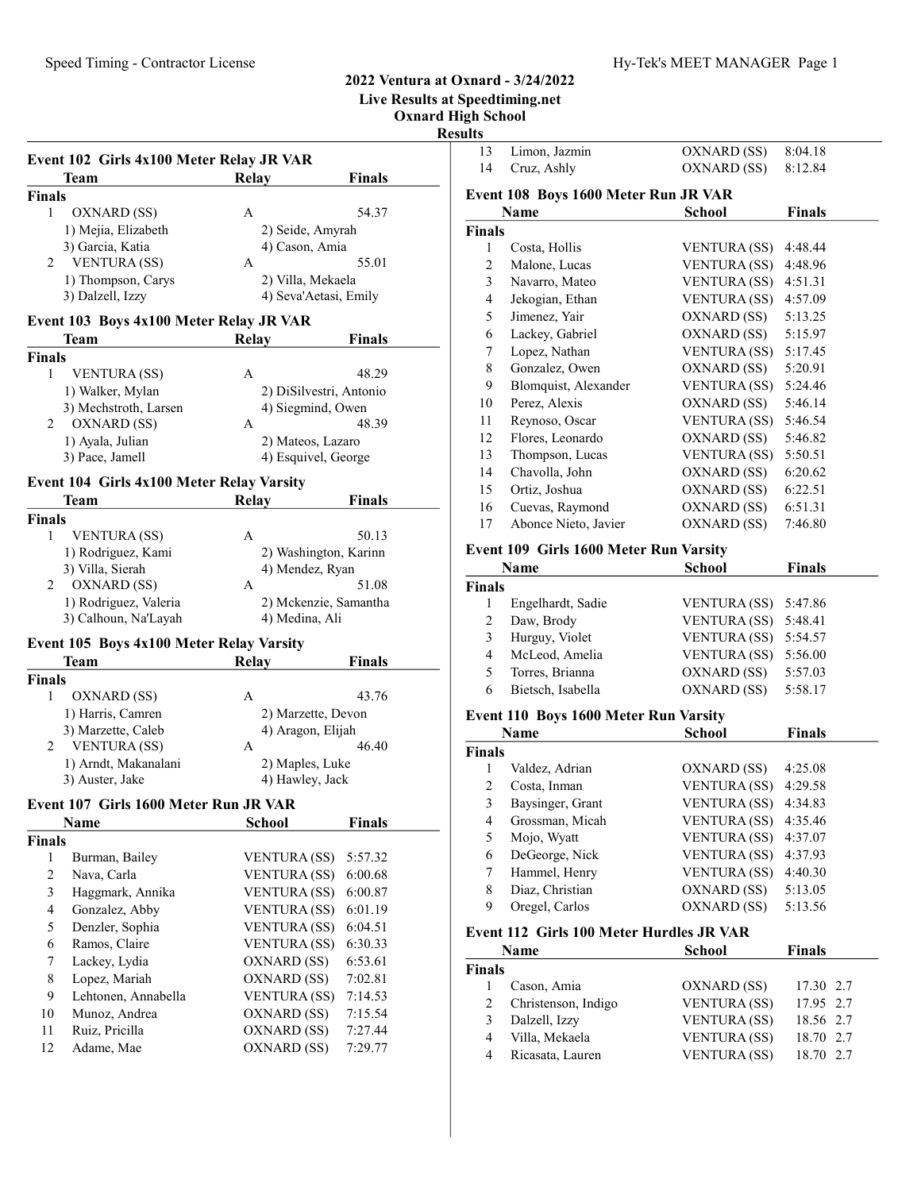# 2022 Ventura at Oxnard - 3/24/2022

**Live Results at Speedtiming.net**

**Oxnard High School**

**Results**

### Event 102 Girls 4x100 Meter Relay JR VAR

| | Team | Relay | Finals |
|---|---|---|---|
| **Finals** | | | |
| 1 | OXNARD (SS) | A | 54.37 |
| | 1) Mejia, Elizabeth | 2) Seide, Amyrah | |
| | 3) Garcia, Katia | 4) Cason, Amia | |
| 2 | VENTURA (SS) | A | 55.01 |
| | 1) Thompson, Carys | 2) Villa, Mekaela | |
| | 3) Dalzell, Izzy | 4) Seva'Aetasi, Emily | |

### Event 103 Boys 4x100 Meter Relay JR VAR

| | Team | Relay | Finals |
|---|---|---|---|
| **Finals** | | | |
| 1 | VENTURA (SS) | A | 48.29 |
| | 1) Walker, Mylan | 2) DiSilvestri, Antonio | |
| | 3) Mechstroth, Larsen | 4) Siegmind, Owen | |
| 2 | OXNARD (SS) | A | 48.39 |
| | 1) Ayala, Julian | 2) Mateos, Lazaro | |
| | 3) Pace, Jamell | 4) Esquivel, George | |

### Event 104 Girls 4x100 Meter Relay Varsity

| | Team | Relay | Finals |
|---|---|---|---|
| **Finals** | | | |
| 1 | VENTURA (SS) | A | 50.13 |
| | 1) Rodriguez, Kami | 2) Washington, Karinn | |
| | 3) Villa, Sierah | 4) Mendez, Ryan | |
| 2 | OXNARD (SS) | A | 51.08 |
| | 1) Rodriguez, Valeria | 2) Mckenzie, Samantha | |
| | 3) Calhoun, Na'LaYah | 4) Medina, Ali | |

### Event 105 Boys 4x100 Meter Relay Varsity

| | Team | Relay | Finals |
|---|---|---|---|
| **Finals** | | | |
| 1 | OXNARD (SS) | A | 43.76 |
| | 1) Harris, Camren | 2) Marzette, Devon | |
| | 3) Marzette, Caleb | 4) Aragon, Elijah | |
| 2 | VENTURA (SS) | A | 46.40 |
| | 1) Arndt, Makanalani | 2) Maples, Luke | |
| | 3) Auster, Jake | 4) Hawley, Jack | |

### Event 107 Girls 1600 Meter Run JR VAR

| | Name | School | Finals |
|---|---|---|---|
| **Finals** | | | |
| 1 | Burman, Bailey | VENTURA (SS) | 5:57.32 |
| 2 | Nava, Carla | VENTURA (SS) | 6:00.68 |
| 3 | Haggmark, Annika | VENTURA (SS) | 6:00.87 |
| 4 | Gonzalez, Abby | VENTURA (SS) | 6:01.19 |
| 5 | Denzler, Sophia | VENTURA (SS) | 6:04.51 |
| 6 | Ramos, Claire | VENTURA (SS) | 6:30.33 |
| 7 | Lackey, Lydia | OXNARD (SS) | 6:53.61 |
| 8 | Lopez, Mariah | OXNARD (SS) | 7:02.81 |
| 9 | Lehtonen, Annabella | VENTURA (SS) | 7:14.53 |
| 10 | Munoz, Andrea | OXNARD (SS) | 7:15.54 |
| 11 | Ruiz, Pricilla | OXNARD (SS) | 7:27.44 |
| 12 | Adame, Mae | OXNARD (SS) | 7:29.77 |
| 13 | Limon, Jazmin | OXNARD (SS) | 8:04.18 |
| 14 | Cruz, Ashly | OXNARD (SS) | 8:12.84 |

### Event 108 Boys 1600 Meter Run JR VAR

| | Name | School | Finals |
|---|---|---|---|
| **Finals** | | | |
| 1 | Costa, Hollis | VENTURA (SS) | 4:48.44 |
| 2 | Malone, Lucas | VENTURA (SS) | 4:48.96 |
| 3 | Navarro, Mateo | VENTURA (SS) | 4:51.31 |
| 4 | Jekogian, Ethan | VENTURA (SS) | 4:57.09 |
| 5 | Jimenez, Yair | OXNARD (SS) | 5:13.25 |
| 6 | Lackey, Gabriel | OXNARD (SS) | 5:15.97 |
| 7 | Lopez, Nathan | VENTURA (SS) | 5:17.45 |
| 8 | Gonzalez, Owen | OXNARD (SS) | 5:20.91 |
| 9 | Blomquist, Alexander | VENTURA (SS) | 5:24.46 |
| 10 | Perez, Alexis | OXNARD (SS) | 5:46.14 |
| 11 | Reynoso, Oscar | VENTURA (SS) | 5:46.54 |
| 12 | Flores, Leonardo | OXNARD (SS) | 5:46.82 |
| 13 | Thompson, Lucas | VENTURA (SS) | 5:50.51 |
| 14 | Chavolla, John | OXNARD (SS) | 6:20.62 |
| 15 | Ortiz, Joshua | OXNARD (SS) | 6:22.51 |
| 16 | Cuevas, Raymond | OXNARD (SS) | 6:51.31 |
| 17 | Abonce Nieto, Javier | OXNARD (SS) | 7:46.80 |

### Event 109 Girls 1600 Meter Run Varsity

| | Name | School | Finals |
|---|---|---|---|
| **Finals** | | | |
| 1 | Engelhardt, Sadie | VENTURA (SS) | 5:47.86 |
| 2 | Daw, Brody | VENTURA (SS) | 5:48.41 |
| 3 | Hurguy, Violet | VENTURA (SS) | 5:54.57 |
| 4 | McLeod, Amelia | VENTURA (SS) | 5:56.00 |
| 5 | Torres, Brianna | OXNARD (SS) | 5:57.03 |
| 6 | Bietsch, Isabella | OXNARD (SS) | 5:58.17 |

### Event 110 Boys 1600 Meter Run Varsity

| | Name | School | Finals |
|---|---|---|---|
| **Finals** | | | |
| 1 | Valdez, Adrian | OXNARD (SS) | 4:25.08 |
| 2 | Costa, Inman | VENTURA (SS) | 4:29.58 |
| 3 | Baysinger, Grant | VENTURA (SS) | 4:34.83 |
| 4 | Grossman, Micah | VENTURA (SS) | 4:35.46 |
| 5 | Mojo, Wyatt | VENTURA (SS) | 4:37.07 |
| 6 | DeGeorge, Nick | VENTURA (SS) | 4:37.93 |
| 7 | Hammel, Henry | VENTURA (SS) | 4:40.30 |
| 8 | Diaz, Christian | OXNARD (SS) | 5:13.05 |
| 9 | Oregel, Carlos | OXNARD (SS) | 5:13.56 |

### Event 112 Girls 100 Meter Hurdles JR VAR

| | Name | School | Finals | |
|---|---|---|---|---|
| **Finals** | | | | |
| 1 | Cason, Amia | OXNARD (SS) | 17.30 | 2.7 |
| 2 | Christenson, Indigo | VENTURA (SS) | 17.95 | 2.7 |
| 3 | Dalzell, Izzy | VENTURA (SS) | 18.56 | 2.7 |
| 4 | Villa, Mekaela | VENTURA (SS) | 18.70 | 2.7 |
| 4 | Ricasata, Lauren | VENTURA (SS) | 18.70 | 2.7 |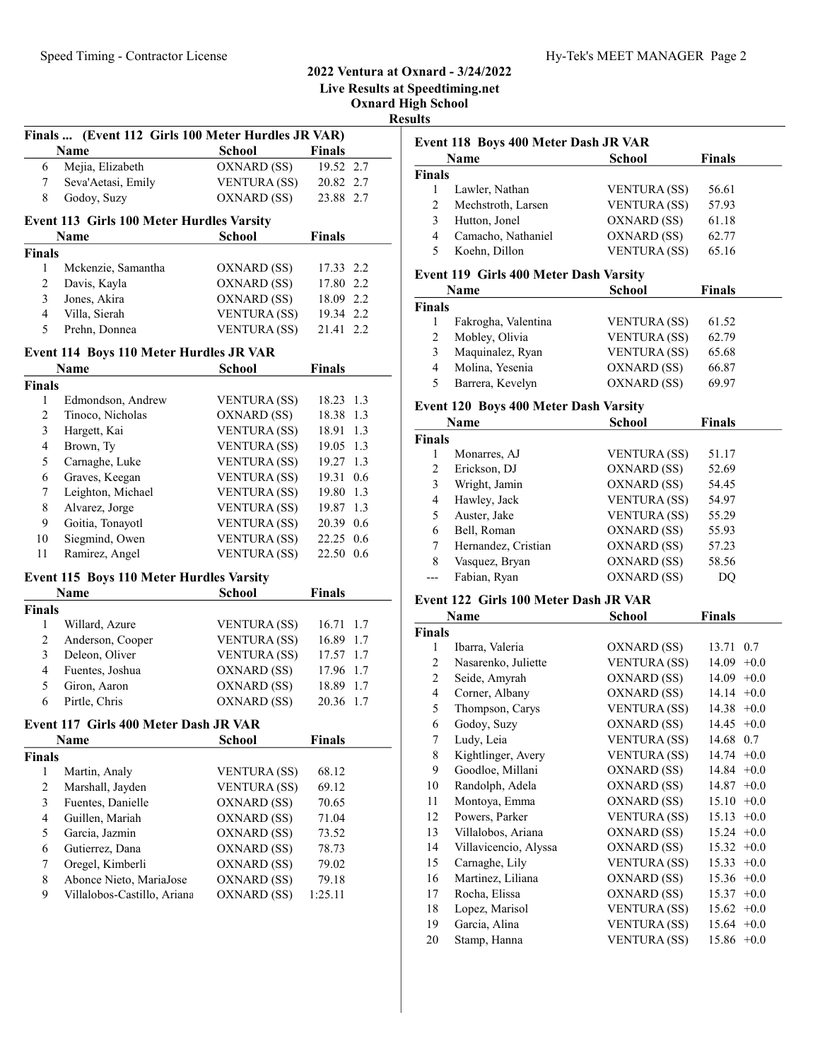# 2022 Ventura at Oxnard - 3/24/2022

**Live Results at Speedtiming.net**

**Oxnard High School**

**Results**

### Finals ... (Event 112 Girls 100 Meter Hurdles JR VAR)

| | Name | School | Finals | |
|---|---|---|---|---|
| 6 | Mejia, Elizabeth | OXNARD (SS) | 19.52 | 2.7 |
| 7 | Seva'Aetasi, Emily | VENTURA (SS) | 20.82 | 2.7 |
| 8 | Godoy, Suzy | OXNARD (SS) | 23.88 | 2.7 |

### Event 113 Girls 100 Meter Hurdles Varsity

| | Name | School | Finals | |
|---|---|---|---|---|
| **Finals** | | | | |
| 1 | Mckenzie, Samantha | OXNARD (SS) | 17.33 | 2.2 |
| 2 | Davis, Kayla | OXNARD (SS) | 17.80 | 2.2 |
| 3 | Jones, Akira | OXNARD (SS) | 18.09 | 2.2 |
| 4 | Villa, Sierah | VENTURA (SS) | 19.34 | 2.2 |
| 5 | Prehn, Donnea | VENTURA (SS) | 21.41 | 2.2 |

### Event 114 Boys 110 Meter Hurdles JR VAR

| | Name | School | Finals | |
|---|---|---|---|---|
| **Finals** | | | | |
| 1 | Edmondson, Andrew | VENTURA (SS) | 18.23 | 1.3 |
| 2 | Tinoco, Nicholas | OXNARD (SS) | 18.38 | 1.3 |
| 3 | Hargett, Kai | VENTURA (SS) | 18.91 | 1.3 |
| 4 | Brown, Ty | VENTURA (SS) | 19.05 | 1.3 |
| 5 | Carnaghe, Luke | VENTURA (SS) | 19.27 | 1.3 |
| 6 | Graves, Keegan | VENTURA (SS) | 19.31 | 0.6 |
| 7 | Leighton, Michael | VENTURA (SS) | 19.80 | 1.3 |
| 8 | Alvarez, Jorge | VENTURA (SS) | 19.87 | 1.3 |
| 9 | Goitia, Tonayotl | VENTURA (SS) | 20.39 | 0.6 |
| 10 | Siegmind, Owen | VENTURA (SS) | 22.25 | 0.6 |
| 11 | Ramirez, Angel | VENTURA (SS) | 22.50 | 0.6 |

### Event 115 Boys 110 Meter Hurdles Varsity

| | Name | School | Finals | |
|---|---|---|---|---|
| **Finals** | | | | |
| 1 | Willard, Azure | VENTURA (SS) | 16.71 | 1.7 |
| 2 | Anderson, Cooper | VENTURA (SS) | 16.89 | 1.7 |
| 3 | Deleon, Oliver | VENTURA (SS) | 17.57 | 1.7 |
| 4 | Fuentes, Joshua | OXNARD (SS) | 17.96 | 1.7 |
| 5 | Giron, Aaron | OXNARD (SS) | 18.89 | 1.7 |
| 6 | Pirtle, Chris | OXNARD (SS) | 20.36 | 1.7 |

### Event 117 Girls 400 Meter Dash JR VAR

| | Name | School | Finals |
|---|---|---|---|
| **Finals** | | | |
| 1 | Martin, Analy | VENTURA (SS) | 68.12 |
| 2 | Marshall, Jayden | VENTURA (SS) | 69.12 |
| 3 | Fuentes, Danielle | OXNARD (SS) | 70.65 |
| 4 | Guillen, Mariah | OXNARD (SS) | 71.04 |
| 5 | Garcia, Jazmin | OXNARD (SS) | 73.52 |
| 6 | Gutierrez, Dana | OXNARD (SS) | 78.73 |
| 7 | Oregel, Kimberli | OXNARD (SS) | 79.02 |
| 8 | Abonce Nieto, MariaJose | OXNARD (SS) | 79.18 |
| 9 | Villalobos-Castillo, Ariana | OXNARD (SS) | 1:25.11 |

### Event 118 Boys 400 Meter Dash JR VAR

| | Name | School | Finals |
|---|---|---|---|
| **Finals** | | | |
| 1 | Lawler, Nathan | VENTURA (SS) | 56.61 |
| 2 | Mechstroth, Larsen | VENTURA (SS) | 57.93 |
| 3 | Hutton, Jonel | OXNARD (SS) | 61.18 |
| 4 | Camacho, Nathaniel | OXNARD (SS) | 62.77 |
| 5 | Koehn, Dillon | VENTURA (SS) | 65.16 |

### Event 119 Girls 400 Meter Dash Varsity

| | Name | School | Finals |
|---|---|---|---|
| **Finals** | | | |
| 1 | Fakrogha, Valentina | VENTURA (SS) | 61.52 |
| 2 | Mobley, Olivia | VENTURA (SS) | 62.79 |
| 3 | Maquinalez, Ryan | VENTURA (SS) | 65.68 |
| 4 | Molina, Yesenia | OXNARD (SS) | 66.87 |
| 5 | Barrera, Kevelyn | OXNARD (SS) | 69.97 |

### Event 120 Boys 400 Meter Dash Varsity

| | Name | School | Finals |
|---|---|---|---|
| **Finals** | | | |
| 1 | Monarres, AJ | VENTURA (SS) | 51.17 |
| 2 | Erickson, DJ | OXNARD (SS) | 52.69 |
| 3 | Wright, Jamin | OXNARD (SS) | 54.45 |
| 4 | Hawley, Jack | VENTURA (SS) | 54.97 |
| 5 | Auster, Jake | VENTURA (SS) | 55.29 |
| 6 | Bell, Roman | OXNARD (SS) | 55.93 |
| 7 | Hernandez, Cristian | OXNARD (SS) | 57.23 |
| 8 | Vasquez, Bryan | OXNARD (SS) | 58.56 |
| --- | Fabian, Ryan | OXNARD (SS) | DQ |

### Event 122 Girls 100 Meter Dash JR VAR

| | Name | School | Finals | |
|---|---|---|---|---|
| **Finals** | | | | |
| 1 | Ibarra, Valeria | OXNARD (SS) | 13.71 | 0.7 |
| 2 | Nasarenko, Juliette | VENTURA (SS) | 14.09 | +0.0 |
| 2 | Seide, Amyrah | OXNARD (SS) | 14.09 | +0.0 |
| 4 | Corner, Albany | OXNARD (SS) | 14.14 | +0.0 |
| 5 | Thompson, Carys | VENTURA (SS) | 14.38 | +0.0 |
| 6 | Godoy, Suzy | OXNARD (SS) | 14.45 | +0.0 |
| 7 | Ludy, Leia | VENTURA (SS) | 14.68 | 0.7 |
| 8 | Kightlinger, Avery | VENTURA (SS) | 14.74 | +0.0 |
| 9 | Goodloe, Millani | OXNARD (SS) | 14.84 | +0.0 |
| 10 | Randolph, Adela | OXNARD (SS) | 14.87 | +0.0 |
| 11 | Montoya, Emma | OXNARD (SS) | 15.10 | +0.0 |
| 12 | Powers, Parker | VENTURA (SS) | 15.13 | +0.0 |
| 13 | Villalobos, Ariana | OXNARD (SS) | 15.24 | +0.0 |
| 14 | Villavicencio, Alyssa | OXNARD (SS) | 15.32 | +0.0 |
| 15 | Carnaghe, Lily | VENTURA (SS) | 15.33 | +0.0 |
| 16 | Martinez, Liliana | OXNARD (SS) | 15.36 | +0.0 |
| 17 | Rocha, Elissa | OXNARD (SS) | 15.37 | +0.0 |
| 18 | Lopez, Marisol | VENTURA (SS) | 15.62 | +0.0 |
| 19 | Garcia, Alina | VENTURA (SS) | 15.64 | +0.0 |
| 20 | Stamp, Hanna | VENTURA (SS) | 15.86 | +0.0 |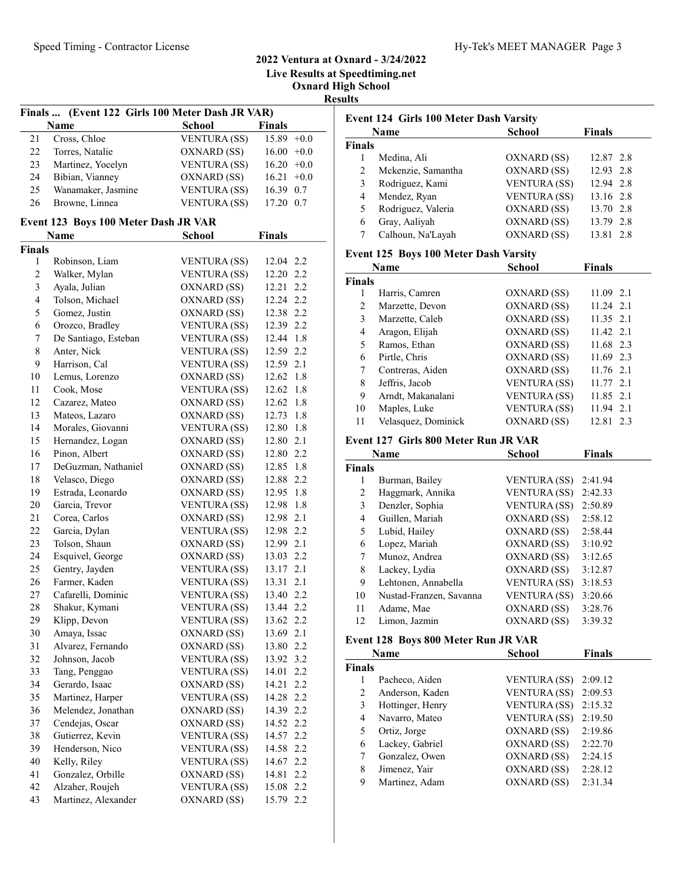## 2022 Ventura at Oxnard - 3/24/2022
## Live Results at Speedtiming.net
## Oxnard High School
## Results

### Finals ... (Event 122 Girls 100 Meter Dash JR VAR)

| | Name | School | Finals | |
|---|---|---|---|---|
| 21 | Cross, Chloe | VENTURA (SS) | 15.89 | +0.0 |
| 22 | Torres, Natalie | OXNARD (SS) | 16.00 | +0.0 |
| 23 | Martinez, Yocelyn | VENTURA (SS) | 16.20 | +0.0 |
| 24 | Bibian, Vianney | OXNARD (SS) | 16.21 | +0.0 |
| 25 | Wanamaker, Jasmine | VENTURA (SS) | 16.39 | 0.7 |
| 26 | Browne, Linnea | VENTURA (SS) | 17.20 | 0.7 |

### Event 123 Boys 100 Meter Dash JR VAR

| | Name | School | Finals | |
|---|---|---|---|---|
| **Finals** | | | | |
| 1 | Robinson, Liam | VENTURA (SS) | 12.04 | 2.2 |
| 2 | Walker, Mylan | VENTURA (SS) | 12.20 | 2.2 |
| 3 | Ayala, Julian | OXNARD (SS) | 12.21 | 2.2 |
| 4 | Tolson, Michael | OXNARD (SS) | 12.24 | 2.2 |
| 5 | Gomez, Justin | OXNARD (SS) | 12.38 | 2.2 |
| 6 | Orozco, Bradley | VENTURA (SS) | 12.39 | 2.2 |
| 7 | De Santiago, Esteban | VENTURA (SS) | 12.44 | 1.8 |
| 8 | Anter, Nick | VENTURA (SS) | 12.59 | 2.2 |
| 9 | Harrison, Cal | VENTURA (SS) | 12.59 | 2.1 |
| 10 | Lemus, Lorenzo | OXNARD (SS) | 12.62 | 1.8 |
| 11 | Cook, Mose | VENTURA (SS) | 12.62 | 1.8 |
| 12 | Cazarez, Mateo | OXNARD (SS) | 12.62 | 1.8 |
| 13 | Mateos, Lazaro | OXNARD (SS) | 12.73 | 1.8 |
| 14 | Morales, Giovanni | VENTURA (SS) | 12.80 | 1.8 |
| 15 | Hernandez, Logan | OXNARD (SS) | 12.80 | 2.1 |
| 16 | Pinon, Albert | OXNARD (SS) | 12.80 | 2.2 |
| 17 | DeGuzman, Nathaniel | OXNARD (SS) | 12.85 | 1.8 |
| 18 | Velasco, Diego | OXNARD (SS) | 12.88 | 2.2 |
| 19 | Estrada, Leonardo | OXNARD (SS) | 12.95 | 1.8 |
| 20 | Garcia, Trevor | VENTURA (SS) | 12.98 | 1.8 |
| 21 | Corea, Carlos | OXNARD (SS) | 12.98 | 2.1 |
| 22 | Garcia, Dylan | VENTURA (SS) | 12.98 | 2.2 |
| 23 | Tolson, Shaun | OXNARD (SS) | 12.99 | 2.1 |
| 24 | Esquivel, George | OXNARD (SS) | 13.03 | 2.2 |
| 25 | Gentry, Jayden | VENTURA (SS) | 13.17 | 2.1 |
| 26 | Farmer, Kaden | VENTURA (SS) | 13.31 | 2.1 |
| 27 | Cafarelli, Dominic | VENTURA (SS) | 13.40 | 2.2 |
| 28 | Shakur, Kymani | VENTURA (SS) | 13.44 | 2.2 |
| 29 | Klipp, Devon | VENTURA (SS) | 13.62 | 2.2 |
| 30 | Amaya, Issac | OXNARD (SS) | 13.69 | 2.1 |
| 31 | Alvarez, Fernando | OXNARD (SS) | 13.80 | 2.2 |
| 32 | Johnson, Jacob | VENTURA (SS) | 13.92 | 3.2 |
| 33 | Tang, Penggao | VENTURA (SS) | 14.01 | 2.2 |
| 34 | Gerardo, Isaac | OXNARD (SS) | 14.21 | 2.2 |
| 35 | Martinez, Harper | VENTURA (SS) | 14.28 | 2.2 |
| 36 | Melendez, Jonathan | OXNARD (SS) | 14.39 | 2.2 |
| 37 | Cendejas, Oscar | OXNARD (SS) | 14.52 | 2.2 |
| 38 | Gutierrez, Kevin | VENTURA (SS) | 14.57 | 2.2 |
| 39 | Henderson, Nico | VENTURA (SS) | 14.58 | 2.2 |
| 40 | Kelly, Riley | VENTURA (SS) | 14.67 | 2.2 |
| 41 | Gonzalez, Orbille | OXNARD (SS) | 14.81 | 2.2 |
| 42 | Alzaher, Roujeh | VENTURA (SS) | 15.08 | 2.2 |
| 43 | Martinez, Alexander | OXNARD (SS) | 15.79 | 2.2 |

### Event 124 Girls 100 Meter Dash Varsity

| | Name | School | Finals | |
|---|---|---|---|---|
| **Finals** | | | | |
| 1 | Medina, Ali | OXNARD (SS) | 12.87 | 2.8 |
| 2 | Mckenzie, Samantha | OXNARD (SS) | 12.93 | 2.8 |
| 3 | Rodriguez, Kami | VENTURA (SS) | 12.94 | 2.8 |
| 4 | Mendez, Ryan | VENTURA (SS) | 13.16 | 2.8 |
| 5 | Rodriguez, Valeria | OXNARD (SS) | 13.70 | 2.8 |
| 6 | Gray, Aaliyah | OXNARD (SS) | 13.79 | 2.8 |
| 7 | Calhoun, Na'Layah | OXNARD (SS) | 13.81 | 2.8 |

### Event 125 Boys 100 Meter Dash Varsity

| | Name | School | Finals | |
|---|---|---|---|---|
| **Finals** | | | | |
| 1 | Harris, Camren | OXNARD (SS) | 11.09 | 2.1 |
| 2 | Marzette, Devon | OXNARD (SS) | 11.24 | 2.1 |
| 3 | Marzette, Caleb | OXNARD (SS) | 11.35 | 2.1 |
| 4 | Aragon, Elijah | OXNARD (SS) | 11.42 | 2.1 |
| 5 | Ramos, Ethan | OXNARD (SS) | 11.68 | 2.3 |
| 6 | Pirtle, Chris | OXNARD (SS) | 11.69 | 2.3 |
| 7 | Contreras, Aiden | OXNARD (SS) | 11.76 | 2.1 |
| 8 | Jeffris, Jacob | VENTURA (SS) | 11.77 | 2.1 |
| 9 | Arndt, Makanalani | VENTURA (SS) | 11.85 | 2.1 |
| 10 | Maples, Luke | VENTURA (SS) | 11.94 | 2.1 |
| 11 | Velasquez, Dominick | OXNARD (SS) | 12.81 | 2.3 |

### Event 127 Girls 800 Meter Run JR VAR

| | Name | School | Finals |
|---|---|---|---|
| **Finals** | | | |
| 1 | Burman, Bailey | VENTURA (SS) | 2:41.94 |
| 2 | Haggmark, Annika | VENTURA (SS) | 2:42.33 |
| 3 | Denzler, Sophia | VENTURA (SS) | 2:50.89 |
| 4 | Guillen, Mariah | OXNARD (SS) | 2:58.12 |
| 5 | Lubid, Hailey | OXNARD (SS) | 2:58.44 |
| 6 | Lopez, Mariah | OXNARD (SS) | 3:10.92 |
| 7 | Munoz, Andrea | OXNARD (SS) | 3:12.65 |
| 8 | Lackey, Lydia | OXNARD (SS) | 3:12.87 |
| 9 | Lehtonen, Annabella | VENTURA (SS) | 3:18.53 |
| 10 | Nustad-Franzen, Savanna | VENTURA (SS) | 3:20.66 |
| 11 | Adame, Mae | OXNARD (SS) | 3:28.76 |
| 12 | Limon, Jazmin | OXNARD (SS) | 3:39.32 |

### Event 128 Boys 800 Meter Run JR VAR

| | Name | School | Finals |
|---|---|---|---|
| **Finals** | | | |
| 1 | Pacheco, Aiden | VENTURA (SS) | 2:09.12 |
| 2 | Anderson, Kaden | VENTURA (SS) | 2:09.53 |
| 3 | Hottinger, Henry | VENTURA (SS) | 2:15.32 |
| 4 | Navarro, Mateo | VENTURA (SS) | 2:19.50 |
| 5 | Ortiz, Jorge | OXNARD (SS) | 2:19.86 |
| 6 | Lackey, Gabriel | OXNARD (SS) | 2:22.70 |
| 7 | Gonzalez, Owen | OXNARD (SS) | 2:24.15 |
| 8 | Jimenez, Yair | OXNARD (SS) | 2:28.12 |
| 9 | Martinez, Adam | OXNARD (SS) | 2:31.34 |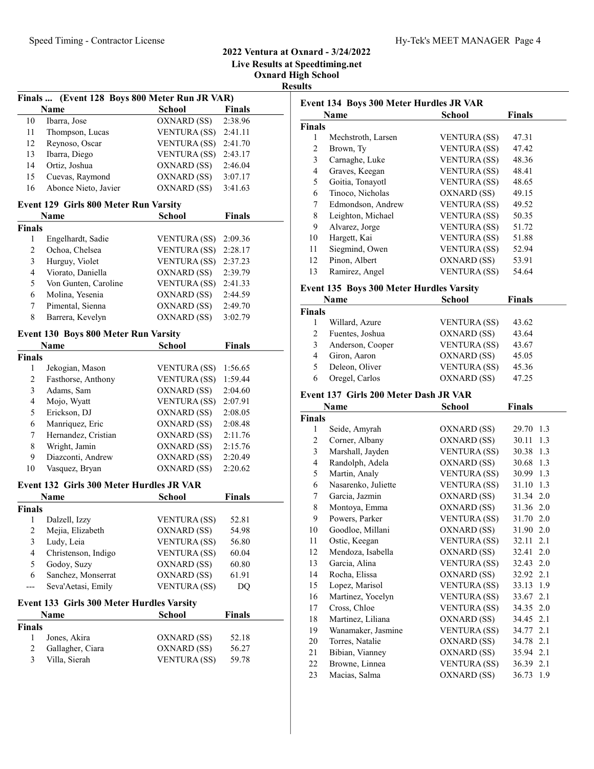## 2022 Ventura at Oxnard - 3/24/2022

**Live Results at Speedtiming.net**

**Oxnard High School**

**Results**

### Finals ... (Event 128 Boys 800 Meter Run JR VAR)

| | Name | School | Finals |
|---|---|---|---|
| 10 | Ibarra, Jose | OXNARD (SS) | 2:38.96 |
| 11 | Thompson, Lucas | VENTURA (SS) | 2:41.11 |
| 12 | Reynoso, Oscar | VENTURA (SS) | 2:41.70 |
| 13 | Ibarra, Diego | VENTURA (SS) | 2:43.17 |
| 14 | Ortiz, Joshua | OXNARD (SS) | 2:46.04 |
| 15 | Cuevas, Raymond | OXNARD (SS) | 3:07.17 |
| 16 | Abonce Nieto, Javier | OXNARD (SS) | 3:41.63 |

### Event 129 Girls 800 Meter Run Varsity

| | Name | School | Finals |
|---|---|---|---|
| **Finals** | | | |
| 1 | Engelhardt, Sadie | VENTURA (SS) | 2:09.36 |
| 2 | Ochoa, Chelsea | VENTURA (SS) | 2:28.17 |
| 3 | Hurguy, Violet | VENTURA (SS) | 2:37.23 |
| 4 | Viorato, Daniella | OXNARD (SS) | 2:39.79 |
| 5 | Von Gunten, Caroline | VENTURA (SS) | 2:41.33 |
| 6 | Molina, Yesenia | OXNARD (SS) | 2:44.59 |
| 7 | Pimental, Sienna | OXNARD (SS) | 2:49.70 |
| 8 | Barrera, Kevelyn | OXNARD (SS) | 3:02.79 |

### Event 130 Boys 800 Meter Run Varsity

| | Name | School | Finals |
|---|---|---|---|
| **Finals** | | | |
| 1 | Jekogian, Mason | VENTURA (SS) | 1:56.65 |
| 2 | Fasthorse, Anthony | VENTURA (SS) | 1:59.44 |
| 3 | Adams, Sam | OXNARD (SS) | 2:04.60 |
| 4 | Mojo, Wyatt | VENTURA (SS) | 2:07.91 |
| 5 | Erickson, DJ | OXNARD (SS) | 2:08.05 |
| 6 | Manriquez, Eric | OXNARD (SS) | 2:08.48 |
| 7 | Hernandez, Cristian | OXNARD (SS) | 2:11.76 |
| 8 | Wright, Jamin | OXNARD (SS) | 2:15.76 |
| 9 | Diazconti, Andrew | OXNARD (SS) | 2:20.49 |
| 10 | Vasquez, Bryan | OXNARD (SS) | 2:20.62 |

### Event 132 Girls 300 Meter Hurdles JR VAR

| | Name | School | Finals |
|---|---|---|---|
| **Finals** | | | |
| 1 | Dalzell, Izzy | VENTURA (SS) | 52.81 |
| 2 | Mejia, Elizabeth | OXNARD (SS) | 54.98 |
| 3 | Ludy, Leia | VENTURA (SS) | 56.80 |
| 4 | Christenson, Indigo | VENTURA (SS) | 60.04 |
| 5 | Godoy, Suzy | OXNARD (SS) | 60.80 |
| 6 | Sanchez, Monserrat | OXNARD (SS) | 61.91 |
| --- | Seva'Aetasi, Emily | VENTURA (SS) | DQ |

### Event 133 Girls 300 Meter Hurdles Varsity

| | Name | School | Finals |
|---|---|---|---|
| **Finals** | | | |
| 1 | Jones, Akira | OXNARD (SS) | 52.18 |
| 2 | Gallagher, Ciara | OXNARD (SS) | 56.27 |
| 3 | Villa, Sierah | VENTURA (SS) | 59.78 |

### Event 134 Boys 300 Meter Hurdles JR VAR

| | Name | School | Finals |
|---|---|---|---|
| **Finals** | | | |
| 1 | Mechstroth, Larsen | VENTURA (SS) | 47.31 |
| 2 | Brown, Ty | VENTURA (SS) | 47.42 |
| 3 | Carnaghe, Luke | VENTURA (SS) | 48.36 |
| 4 | Graves, Keegan | VENTURA (SS) | 48.41 |
| 5 | Goitia, Tonayotl | VENTURA (SS) | 48.65 |
| 6 | Tinoco, Nicholas | OXNARD (SS) | 49.15 |
| 7 | Edmondson, Andrew | VENTURA (SS) | 49.52 |
| 8 | Leighton, Michael | VENTURA (SS) | 50.35 |
| 9 | Alvarez, Jorge | VENTURA (SS) | 51.72 |
| 10 | Hargett, Kai | VENTURA (SS) | 51.88 |
| 11 | Siegmind, Owen | VENTURA (SS) | 52.94 |
| 12 | Pinon, Albert | OXNARD (SS) | 53.91 |
| 13 | Ramirez, Angel | VENTURA (SS) | 54.64 |

### Event 135 Boys 300 Meter Hurdles Varsity

| | Name | School | Finals |
|---|---|---|---|
| **Finals** | | | |
| 1 | Willard, Azure | VENTURA (SS) | 43.62 |
| 2 | Fuentes, Joshua | OXNARD (SS) | 43.64 |
| 3 | Anderson, Cooper | VENTURA (SS) | 43.67 |
| 4 | Giron, Aaron | OXNARD (SS) | 45.05 |
| 5 | Deleon, Oliver | VENTURA (SS) | 45.36 |
| 6 | Oregel, Carlos | OXNARD (SS) | 47.25 |

### Event 137 Girls 200 Meter Dash JR VAR

| | Name | School | Finals | |
|---|---|---|---|---|
| **Finals** | | | | |
| 1 | Seide, Amyrah | OXNARD (SS) | 29.70 | 1.3 |
| 2 | Corner, Albany | OXNARD (SS) | 30.11 | 1.3 |
| 3 | Marshall, Jayden | VENTURA (SS) | 30.38 | 1.3 |
| 4 | Randolph, Adela | OXNARD (SS) | 30.68 | 1.3 |
| 5 | Martin, Analy | VENTURA (SS) | 30.99 | 1.3 |
| 6 | Nasarenko, Juliette | VENTURA (SS) | 31.10 | 1.3 |
| 7 | Garcia, Jazmin | OXNARD (SS) | 31.34 | 2.0 |
| 8 | Montoya, Emma | OXNARD (SS) | 31.36 | 2.0 |
| 9 | Powers, Parker | VENTURA (SS) | 31.70 | 2.0 |
| 10 | Goodloe, Millani | OXNARD (SS) | 31.90 | 2.0 |
| 11 | Ostic, Keegan | VENTURA (SS) | 32.11 | 2.1 |
| 12 | Mendoza, Isabella | OXNARD (SS) | 32.41 | 2.0 |
| 13 | Garcia, Alina | VENTURA (SS) | 32.43 | 2.0 |
| 14 | Rocha, Elissa | OXNARD (SS) | 32.92 | 2.1 |
| 15 | Lopez, Marisol | VENTURA (SS) | 33.13 | 1.9 |
| 16 | Martinez, Yocelyn | VENTURA (SS) | 33.67 | 2.1 |
| 17 | Cross, Chloe | VENTURA (SS) | 34.35 | 2.0 |
| 18 | Martinez, Liliana | OXNARD (SS) | 34.45 | 2.1 |
| 19 | Wanamaker, Jasmine | VENTURA (SS) | 34.77 | 2.1 |
| 20 | Torres, Natalie | OXNARD (SS) | 34.78 | 2.1 |
| 21 | Bibian, Vianney | OXNARD (SS) | 35.94 | 2.1 |
| 22 | Browne, Linnea | VENTURA (SS) | 36.39 | 2.1 |
| 23 | Macias, Salma | OXNARD (SS) | 36.73 | 1.9 |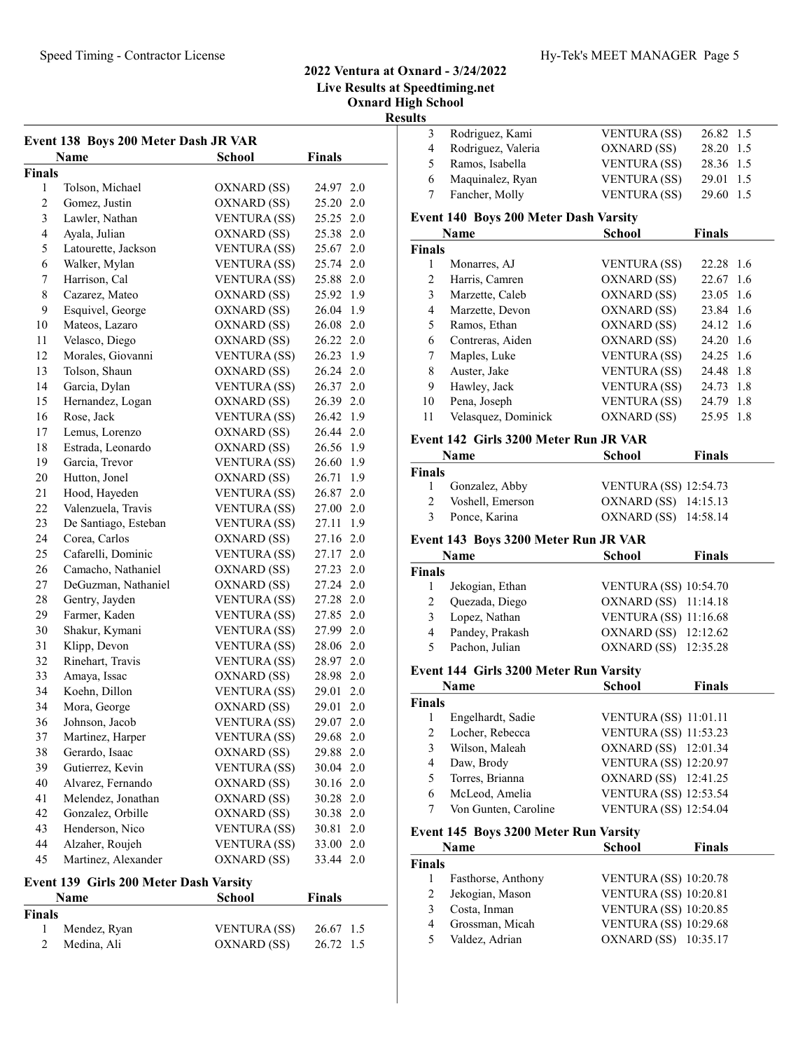## 2022 Ventura at Oxnard - 3/24/2022
### Live Results at Speedtiming.net
### Oxnard High School
### Results

#### Event 138 Boys 200 Meter Dash JR VAR

| | Name | School | Finals | |
|---|---|---|---|---|
| **Finals** | | | | |
| 1 | Tolson, Michael | OXNARD (SS) | 24.97 | 2.0 |
| 2 | Gomez, Justin | OXNARD (SS) | 25.20 | 2.0 |
| 3 | Lawler, Nathan | VENTURA (SS) | 25.25 | 2.0 |
| 4 | Ayala, Julian | OXNARD (SS) | 25.38 | 2.0 |
| 5 | Latourette, Jackson | VENTURA (SS) | 25.67 | 2.0 |
| 6 | Walker, Mylan | VENTURA (SS) | 25.74 | 2.0 |
| 7 | Harrison, Cal | VENTURA (SS) | 25.88 | 2.0 |
| 8 | Cazarez, Mateo | OXNARD (SS) | 25.92 | 1.9 |
| 9 | Esquivel, George | OXNARD (SS) | 26.04 | 1.9 |
| 10 | Mateos, Lazaro | OXNARD (SS) | 26.08 | 2.0 |
| 11 | Velasco, Diego | OXNARD (SS) | 26.22 | 2.0 |
| 12 | Morales, Giovanni | VENTURA (SS) | 26.23 | 1.9 |
| 13 | Tolson, Shaun | OXNARD (SS) | 26.24 | 2.0 |
| 14 | Garcia, Dylan | VENTURA (SS) | 26.37 | 2.0 |
| 15 | Hernandez, Logan | OXNARD (SS) | 26.39 | 2.0 |
| 16 | Rose, Jack | VENTURA (SS) | 26.42 | 1.9 |
| 17 | Lemus, Lorenzo | OXNARD (SS) | 26.44 | 2.0 |
| 18 | Estrada, Leonardo | OXNARD (SS) | 26.56 | 1.9 |
| 19 | Garcia, Trevor | VENTURA (SS) | 26.60 | 1.9 |
| 20 | Hutton, Jonel | OXNARD (SS) | 26.71 | 1.9 |
| 21 | Hood, Hayeden | VENTURA (SS) | 26.87 | 2.0 |
| 22 | Valenzuela, Travis | VENTURA (SS) | 27.00 | 2.0 |
| 23 | De Santiago, Esteban | VENTURA (SS) | 27.11 | 1.9 |
| 24 | Corea, Carlos | OXNARD (SS) | 27.16 | 2.0 |
| 25 | Cafarelli, Dominic | VENTURA (SS) | 27.17 | 2.0 |
| 26 | Camacho, Nathaniel | OXNARD (SS) | 27.23 | 2.0 |
| 27 | DeGuzman, Nathaniel | OXNARD (SS) | 27.24 | 2.0 |
| 28 | Gentry, Jayden | VENTURA (SS) | 27.28 | 2.0 |
| 29 | Farmer, Kaden | VENTURA (SS) | 27.85 | 2.0 |
| 30 | Shakur, Kymani | VENTURA (SS) | 27.99 | 2.0 |
| 31 | Klipp, Devon | VENTURA (SS) | 28.06 | 2.0 |
| 32 | Rinehart, Travis | VENTURA (SS) | 28.97 | 2.0 |
| 33 | Amaya, Issac | OXNARD (SS) | 28.98 | 2.0 |
| 34 | Koehn, Dillon | VENTURA (SS) | 29.01 | 2.0 |
| 34 | Mora, George | OXNARD (SS) | 29.01 | 2.0 |
| 36 | Johnson, Jacob | VENTURA (SS) | 29.07 | 2.0 |
| 37 | Martinez, Harper | VENTURA (SS) | 29.68 | 2.0 |
| 38 | Gerardo, Isaac | OXNARD (SS) | 29.88 | 2.0 |
| 39 | Gutierrez, Kevin | VENTURA (SS) | 30.04 | 2.0 |
| 40 | Alvarez, Fernando | OXNARD (SS) | 30.16 | 2.0 |
| 41 | Melendez, Jonathan | OXNARD (SS) | 30.28 | 2.0 |
| 42 | Gonzalez, Orbille | OXNARD (SS) | 30.38 | 2.0 |
| 43 | Henderson, Nico | VENTURA (SS) | 30.81 | 2.0 |
| 44 | Alzaher, Roujeh | VENTURA (SS) | 33.00 | 2.0 |
| 45 | Martinez, Alexander | OXNARD (SS) | 33.44 | 2.0 |

#### Event 139 Girls 200 Meter Dash Varsity

| | Name | School | Finals | |
|---|---|---|---|---|
| **Finals** | | | | |
| 1 | Mendez, Ryan | VENTURA (SS) | 26.67 | 1.5 |
| 2 | Medina, Ali | OXNARD (SS) | 26.72 | 1.5 |
| 3 | Rodriguez, Kami | VENTURA (SS) | 26.82 | 1.5 |
| 4 | Rodriguez, Valeria | OXNARD (SS) | 28.20 | 1.5 |
| 5 | Ramos, Isabella | VENTURA (SS) | 28.36 | 1.5 |
| 6 | Maquinalez, Ryan | VENTURA (SS) | 29.01 | 1.5 |
| 7 | Fancher, Molly | VENTURA (SS) | 29.60 | 1.5 |

#### Event 140 Boys 200 Meter Dash Varsity

| | Name | School | Finals | |
|---|---|---|---|---|
| **Finals** | | | | |
| 1 | Monarres, AJ | VENTURA (SS) | 22.28 | 1.6 |
| 2 | Harris, Camren | OXNARD (SS) | 22.67 | 1.6 |
| 3 | Marzette, Caleb | OXNARD (SS) | 23.05 | 1.6 |
| 4 | Marzette, Devon | OXNARD (SS) | 23.84 | 1.6 |
| 5 | Ramos, Ethan | OXNARD (SS) | 24.12 | 1.6 |
| 6 | Contreras, Aiden | OXNARD (SS) | 24.20 | 1.6 |
| 7 | Maples, Luke | VENTURA (SS) | 24.25 | 1.6 |
| 8 | Auster, Jake | VENTURA (SS) | 24.48 | 1.8 |
| 9 | Hawley, Jack | VENTURA (SS) | 24.73 | 1.8 |
| 10 | Pena, Joseph | VENTURA (SS) | 24.79 | 1.8 |
| 11 | Velasquez, Dominick | OXNARD (SS) | 25.95 | 1.8 |

#### Event 142 Girls 3200 Meter Run JR VAR

| | Name | School | Finals |
|---|---|---|---|
| **Finals** | | | |
| 1 | Gonzalez, Abby | VENTURA (SS) | 12:54.73 |
| 2 | Voshell, Emerson | OXNARD (SS) | 14:15.13 |
| 3 | Ponce, Karina | OXNARD (SS) | 14:58.14 |

#### Event 143 Boys 3200 Meter Run JR VAR

| | Name | School | Finals |
|---|---|---|---|
| **Finals** | | | |
| 1 | Jekogian, Ethan | VENTURA (SS) | 10:54.70 |
| 2 | Quezada, Diego | OXNARD (SS) | 11:14.18 |
| 3 | Lopez, Nathan | VENTURA (SS) | 11:16.68 |
| 4 | Pandey, Prakash | OXNARD (SS) | 12:12.62 |
| 5 | Pachon, Julian | OXNARD (SS) | 12:35.28 |

#### Event 144 Girls 3200 Meter Run Varsity

| | Name | School | Finals |
|---|---|---|---|
| **Finals** | | | |
| 1 | Engelhardt, Sadie | VENTURA (SS) | 11:01.11 |
| 2 | Locher, Rebecca | VENTURA (SS) | 11:53.23 |
| 3 | Wilson, Maleah | OXNARD (SS) | 12:01.34 |
| 4 | Daw, Brody | VENTURA (SS) | 12:20.97 |
| 5 | Torres, Brianna | OXNARD (SS) | 12:41.25 |
| 6 | McLeod, Amelia | VENTURA (SS) | 12:53.54 |
| 7 | Von Gunten, Caroline | VENTURA (SS) | 12:54.04 |

#### Event 145 Boys 3200 Meter Run Varsity

| | Name | School | Finals |
|---|---|---|---|
| **Finals** | | | |
| 1 | Fasthorse, Anthony | VENTURA (SS) | 10:20.78 |
| 2 | Jekogian, Mason | VENTURA (SS) | 10:20.81 |
| 3 | Costa, Inman | VENTURA (SS) | 10:20.85 |
| 4 | Grossman, Micah | VENTURA (SS) | 10:29.68 |
| 5 | Valdez, Adrian | OXNARD (SS) | 10:35.17 |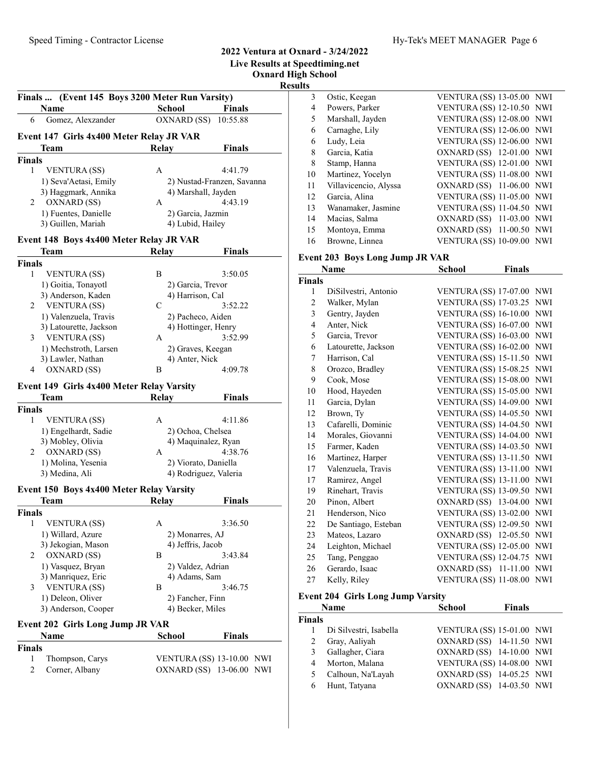## 2022 Ventura at Oxnard - 3/24/2022
## Live Results at Speedtiming.net
## Oxnard High School
## Results

### Finals ... (Event 145 Boys 3200 Meter Run Varsity)

| | Name | School | Finals |
|---|---|---|---|
| 6 | Gomez, Alexzander | OXNARD (SS) | 10:55.88 |

### Event 147 Girls 4x400 Meter Relay JR VAR

| | Team | Relay | Finals |
|---|---|---|---|
| **Finals** | | | |
| 1 | VENTURA (SS) | A | 4:41.79 |
| | 1) Seva'Aetasi, Emily | 2) Nustad-Franzen, Savanna | |
| | 3) Haggmark, Annika | 4) Marshall, Jayden | |
| 2 | OXNARD (SS) | A | 4:43.19 |
| | 1) Fuentes, Danielle | 2) Garcia, Jazmin | |
| | 3) Guillen, Mariah | 4) Lubid, Hailey | |

### Event 148 Boys 4x400 Meter Relay JR VAR

| | Team | Relay | Finals |
|---|---|---|---|
| **Finals** | | | |
| 1 | VENTURA (SS) | B | 3:50.05 |
| | 1) Goitia, Tonayotl | 2) Garcia, Trevor | |
| | 3) Anderson, Kaden | 4) Harrison, Cal | |
| 2 | VENTURA (SS) | C | 3:52.22 |
| | 1) Valenzuela, Travis | 2) Pacheco, Aiden | |
| | 3) Latourette, Jackson | 4) Hottinger, Henry | |
| 3 | VENTURA (SS) | A | 3:52.99 |
| | 1) Mechstroth, Larsen | 2) Graves, Keegan | |
| | 3) Lawler, Nathan | 4) Anter, Nick | |
| 4 | OXNARD (SS) | B | 4:09.78 |

### Event 149 Girls 4x400 Meter Relay Varsity

| | Team | Relay | Finals |
|---|---|---|---|
| **Finals** | | | |
| 1 | VENTURA (SS) | A | 4:11.86 |
| | 1) Engelhardt, Sadie | 2) Ochoa, Chelsea | |
| | 3) Mobley, Olivia | 4) Maquinalez, Ryan | |
| 2 | OXNARD (SS) | A | 4:38.76 |
| | 1) Molina, Yesenia | 2) Viorato, Daniella | |
| | 3) Medina, Ali | 4) Rodriguez, Valeria | |

### Event 150 Boys 4x400 Meter Relay Varsity

| | Team | Relay | Finals |
|---|---|---|---|
| **Finals** | | | |
| 1 | VENTURA (SS) | A | 3:36.50 |
| | 1) Willard, Azure | 2) Monarres, AJ | |
| | 3) Jekogian, Mason | 4) Jeffris, Jacob | |
| 2 | OXNARD (SS) | B | 3:43.84 |
| | 1) Vasquez, Bryan | 2) Valdez, Adrian | |
| | 3) Manriquez, Eric | 4) Adams, Sam | |
| 3 | VENTURA (SS) | B | 3:46.75 |
| | 1) Deleon, Oliver | 2) Fancher, Finn | |
| | 3) Anderson, Cooper | 4) Becker, Miles | |

### Event 202 Girls Long Jump JR VAR

| | Name | School | Finals | |
|---|---|---|---|---|
| **Finals** | | | | |
| 1 | Thompson, Carys | VENTURA (SS) | 13-10.00 | NWI |
| 2 | Corner, Albany | OXNARD (SS) | 13-06.00 | NWI |
| 3 | Ostic, Keegan | VENTURA (SS) | 13-05.00 | NWI |
| 4 | Powers, Parker | VENTURA (SS) | 12-10.50 | NWI |
| 5 | Marshall, Jayden | VENTURA (SS) | 12-08.00 | NWI |
| 6 | Carnaghe, Lily | VENTURA (SS) | 12-06.00 | NWI |
| 6 | Ludy, Leia | VENTURA (SS) | 12-06.00 | NWI |
| 8 | Garcia, Katia | OXNARD (SS) | 12-01.00 | NWI |
| 8 | Stamp, Hanna | VENTURA (SS) | 12-01.00 | NWI |
| 10 | Martinez, Yocelyn | VENTURA (SS) | 11-08.00 | NWI |
| 11 | Villavicencio, Alyssa | OXNARD (SS) | 11-06.00 | NWI |
| 12 | Garcia, Alina | VENTURA (SS) | 11-05.00 | NWI |
| 13 | Wanamaker, Jasmine | VENTURA (SS) | 11-04.50 | NWI |
| 14 | Macias, Salma | OXNARD (SS) | 11-03.00 | NWI |
| 15 | Montoya, Emma | OXNARD (SS) | 11-00.50 | NWI |
| 16 | Browne, Linnea | VENTURA (SS) | 10-09.00 | NWI |

### Event 203 Boys Long Jump JR VAR

| | Name | School | Finals | |
|---|---|---|---|---|
| **Finals** | | | | |
| 1 | DiSilvestri, Antonio | VENTURA (SS) | 17-07.00 | NWI |
| 2 | Walker, Mylan | VENTURA (SS) | 17-03.25 | NWI |
| 3 | Gentry, Jayden | VENTURA (SS) | 16-10.00 | NWI |
| 4 | Anter, Nick | VENTURA (SS) | 16-07.00 | NWI |
| 5 | Garcia, Trevor | VENTURA (SS) | 16-03.00 | NWI |
| 6 | Latourette, Jackson | VENTURA (SS) | 16-02.00 | NWI |
| 7 | Harrison, Cal | VENTURA (SS) | 15-11.50 | NWI |
| 8 | Orozco, Bradley | VENTURA (SS) | 15-08.25 | NWI |
| 9 | Cook, Mose | VENTURA (SS) | 15-08.00 | NWI |
| 10 | Hood, Hayeden | VENTURA (SS) | 15-05.00 | NWI |
| 11 | Garcia, Dylan | VENTURA (SS) | 14-09.00 | NWI |
| 12 | Brown, Ty | VENTURA (SS) | 14-05.50 | NWI |
| 13 | Cafarelli, Dominic | VENTURA (SS) | 14-04.50 | NWI |
| 14 | Morales, Giovanni | VENTURA (SS) | 14-04.00 | NWI |
| 15 | Farmer, Kaden | VENTURA (SS) | 14-03.50 | NWI |
| 16 | Martinez, Harper | VENTURA (SS) | 13-11.50 | NWI |
| 17 | Valenzuela, Travis | VENTURA (SS) | 13-11.00 | NWI |
| 17 | Ramirez, Angel | VENTURA (SS) | 13-11.00 | NWI |
| 19 | Rinehart, Travis | VENTURA (SS) | 13-09.50 | NWI |
| 20 | Pinon, Albert | OXNARD (SS) | 13-04.00 | NWI |
| 21 | Henderson, Nico | VENTURA (SS) | 13-02.00 | NWI |
| 22 | De Santiago, Esteban | VENTURA (SS) | 12-09.50 | NWI |
| 23 | Mateos, Lazaro | OXNARD (SS) | 12-05.50 | NWI |
| 24 | Leighton, Michael | VENTURA (SS) | 12-05.00 | NWI |
| 25 | Tang, Penggao | VENTURA (SS) | 12-04.75 | NWI |
| 26 | Gerardo, Isaac | OXNARD (SS) | 11-11.00 | NWI |
| 27 | Kelly, Riley | VENTURA (SS) | 11-08.00 | NWI |

### Event 204 Girls Long Jump Varsity

| | Name | School | Finals | |
|---|---|---|---|---|
| **Finals** | | | | |
| 1 | Di Silvestri, Isabella | VENTURA (SS) | 15-01.00 | NWI |
| 2 | Gray, Aaliyah | OXNARD (SS) | 14-11.50 | NWI |
| 3 | Gallagher, Ciara | OXNARD (SS) | 14-10.00 | NWI |
| 4 | Morton, Malana | VENTURA (SS) | 14-08.00 | NWI |
| 5 | Calhoun, Na'LaYah | OXNARD (SS) | 14-05.25 | NWI |
| 6 | Hunt, Tatyana | OXNARD (SS) | 14-03.50 | NWI |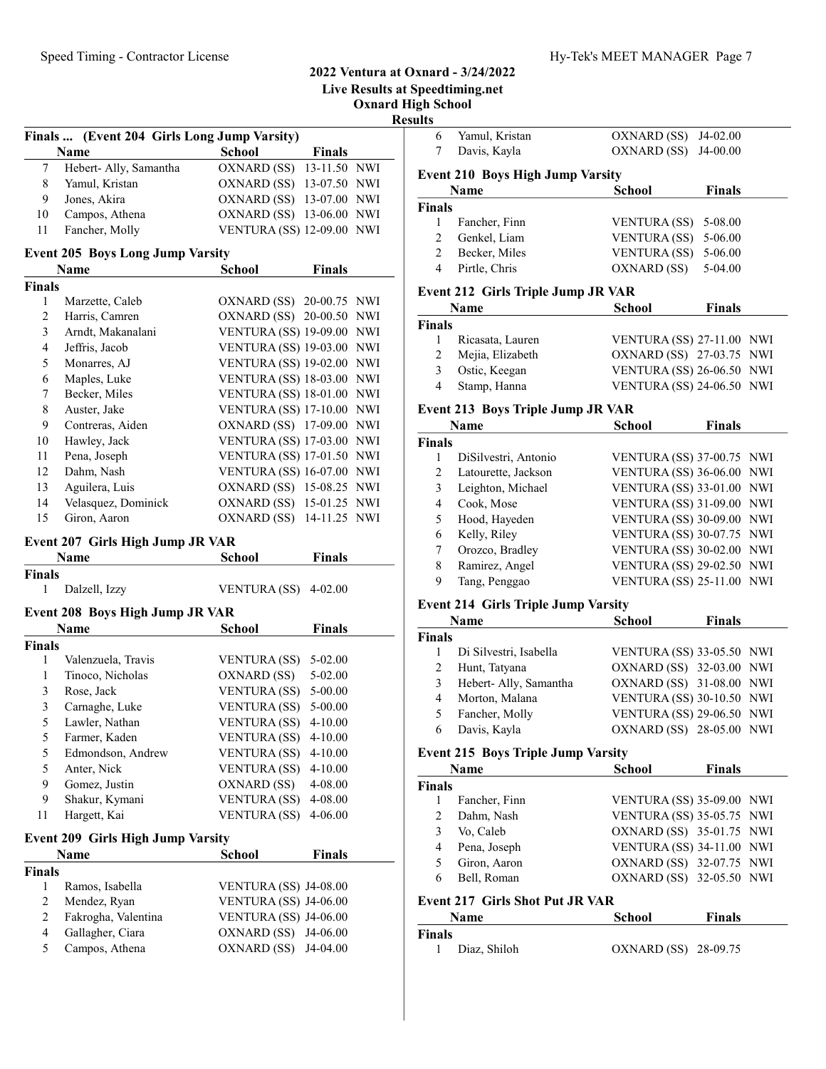## 2022 Ventura at Oxnard - 3/24/2022

**Live Results at Speedtiming.net**

**Oxnard High School**

**Results**

### Finals ... (Event 204 Girls Long Jump Varsity)

| | Name | School | Finals | |
|---|---|---|---|---|
| 7 | Hebert- Ally, Samantha | OXNARD (SS) | 13-11.50 | NWI |
| 8 | Yamul, Kristan | OXNARD (SS) | 13-07.50 | NWI |
| 9 | Jones, Akira | OXNARD (SS) | 13-07.00 | NWI |
| 10 | Campos, Athena | OXNARD (SS) | 13-06.00 | NWI |
| 11 | Fancher, Molly | VENTURA (SS) | 12-09.00 | NWI |

### Event 205 Boys Long Jump Varsity

| | Name | School | Finals | |
|---|---|---|---|---|
| **Finals** | | | | |
| 1 | Marzette, Caleb | OXNARD (SS) | 20-00.75 | NWI |
| 2 | Harris, Camren | OXNARD (SS) | 20-00.50 | NWI |
| 3 | Arndt, Makanalani | VENTURA (SS) | 19-09.00 | NWI |
| 4 | Jeffris, Jacob | VENTURA (SS) | 19-03.00 | NWI |
| 5 | Monarres, AJ | VENTURA (SS) | 19-02.00 | NWI |
| 6 | Maples, Luke | VENTURA (SS) | 18-03.00 | NWI |
| 7 | Becker, Miles | VENTURA (SS) | 18-01.00 | NWI |
| 8 | Auster, Jake | VENTURA (SS) | 17-10.00 | NWI |
| 9 | Contreras, Aiden | OXNARD (SS) | 17-09.00 | NWI |
| 10 | Hawley, Jack | VENTURA (SS) | 17-03.00 | NWI |
| 11 | Pena, Joseph | VENTURA (SS) | 17-01.50 | NWI |
| 12 | Dahm, Nash | VENTURA (SS) | 16-07.00 | NWI |
| 13 | Aguilera, Luis | OXNARD (SS) | 15-08.25 | NWI |
| 14 | Velasquez, Dominick | OXNARD (SS) | 15-01.25 | NWI |
| 15 | Giron, Aaron | OXNARD (SS) | 14-11.25 | NWI |

### Event 207 Girls High Jump JR VAR

| | Name | School | Finals |
|---|---|---|---|
| **Finals** | | | |
| 1 | Dalzell, Izzy | VENTURA (SS) | 4-02.00 |

### Event 208 Boys High Jump JR VAR

| | Name | School | Finals |
|---|---|---|---|
| **Finals** | | | |
| 1 | Valenzuela, Travis | VENTURA (SS) | 5-02.00 |
| 1 | Tinoco, Nicholas | OXNARD (SS) | 5-02.00 |
| 3 | Rose, Jack | VENTURA (SS) | 5-00.00 |
| 3 | Carnaghe, Luke | VENTURA (SS) | 5-00.00 |
| 5 | Lawler, Nathan | VENTURA (SS) | 4-10.00 |
| 5 | Farmer, Kaden | VENTURA (SS) | 4-10.00 |
| 5 | Edmondson, Andrew | VENTURA (SS) | 4-10.00 |
| 5 | Anter, Nick | VENTURA (SS) | 4-10.00 |
| 9 | Gomez, Justin | OXNARD (SS) | 4-08.00 |
| 9 | Shakur, Kymani | VENTURA (SS) | 4-08.00 |
| 11 | Hargett, Kai | VENTURA (SS) | 4-06.00 |

### Event 209 Girls High Jump Varsity

| | Name | School | Finals |
|---|---|---|---|
| **Finals** | | | |
| 1 | Ramos, Isabella | VENTURA (SS) | J4-08.00 |
| 2 | Mendez, Ryan | VENTURA (SS) | J4-06.00 |
| 2 | Fakrogha, Valentina | VENTURA (SS) | J4-06.00 |
| 4 | Gallagher, Ciara | OXNARD (SS) | J4-06.00 |
| 5 | Campos, Athena | OXNARD (SS) | J4-04.00 |
| 6 | Yamul, Kristan | OXNARD (SS) | J4-02.00 |
| 7 | Davis, Kayla | OXNARD (SS) | J4-00.00 |

### Event 210 Boys High Jump Varsity

| | Name | School | Finals |
|---|---|---|---|
| **Finals** | | | |
| 1 | Fancher, Finn | VENTURA (SS) | 5-08.00 |
| 2 | Genkel, Liam | VENTURA (SS) | 5-06.00 |
| 2 | Becker, Miles | VENTURA (SS) | 5-06.00 |
| 4 | Pirtle, Chris | OXNARD (SS) | 5-04.00 |

### Event 212 Girls Triple Jump JR VAR

| | Name | School | Finals | |
|---|---|---|---|---|
| **Finals** | | | | |
| 1 | Ricasata, Lauren | VENTURA (SS) | 27-11.00 | NWI |
| 2 | Mejia, Elizabeth | OXNARD (SS) | 27-03.75 | NWI |
| 3 | Ostic, Keegan | VENTURA (SS) | 26-06.50 | NWI |
| 4 | Stamp, Hanna | VENTURA (SS) | 24-06.50 | NWI |

### Event 213 Boys Triple Jump JR VAR

| | Name | School | Finals | |
|---|---|---|---|---|
| **Finals** | | | | |
| 1 | DiSilvestri, Antonio | VENTURA (SS) | 37-00.75 | NWI |
| 2 | Latourette, Jackson | VENTURA (SS) | 36-06.00 | NWI |
| 3 | Leighton, Michael | VENTURA (SS) | 33-01.00 | NWI |
| 4 | Cook, Mose | VENTURA (SS) | 31-09.00 | NWI |
| 5 | Hood, Hayeden | VENTURA (SS) | 30-09.00 | NWI |
| 6 | Kelly, Riley | VENTURA (SS) | 30-07.75 | NWI |
| 7 | Orozco, Bradley | VENTURA (SS) | 30-02.00 | NWI |
| 8 | Ramirez, Angel | VENTURA (SS) | 29-02.50 | NWI |
| 9 | Tang, Penggao | VENTURA (SS) | 25-11.00 | NWI |

### Event 214 Girls Triple Jump Varsity

| | Name | School | Finals | |
|---|---|---|---|---|
| **Finals** | | | | |
| 1 | Di Silvestri, Isabella | VENTURA (SS) | 33-05.50 | NWI |
| 2 | Hunt, Tatyana | OXNARD (SS) | 32-03.00 | NWI |
| 3 | Hebert- Ally, Samantha | OXNARD (SS) | 31-09.00 | NWI |
| 4 | Morton, Malana | VENTURA (SS) | 30-10.50 | NWI |
| 5 | Fancher, Molly | VENTURA (SS) | 29-06.50 | NWI |
| 6 | Davis, Kayla | OXNARD (SS) | 28-05.00 | NWI |

### Event 215 Boys Triple Jump Varsity

| | Name | School | Finals | |
|---|---|---|---|---|
| **Finals** | | | | |
| 1 | Fancher, Finn | VENTURA (SS) | 35-09.00 | NWI |
| 2 | Dahm, Nash | VENTURA (SS) | 35-05.75 | NWI |
| 3 | Vo, Caleb | OXNARD (SS) | 35-01.75 | NWI |
| 4 | Pena, Joseph | VENTURA (SS) | 34-11.00 | NWI |
| 5 | Giron, Aaron | OXNARD (SS) | 32-07.75 | NWI |
| 6 | Bell, Roman | OXNARD (SS) | 32-05.50 | NWI |

### Event 217 Girls Shot Put JR VAR

| | Name | School | Finals |
|---|---|---|---|
| **Finals** | | | |
| 1 | Diaz, Shiloh | OXNARD (SS) | 28-09.75 |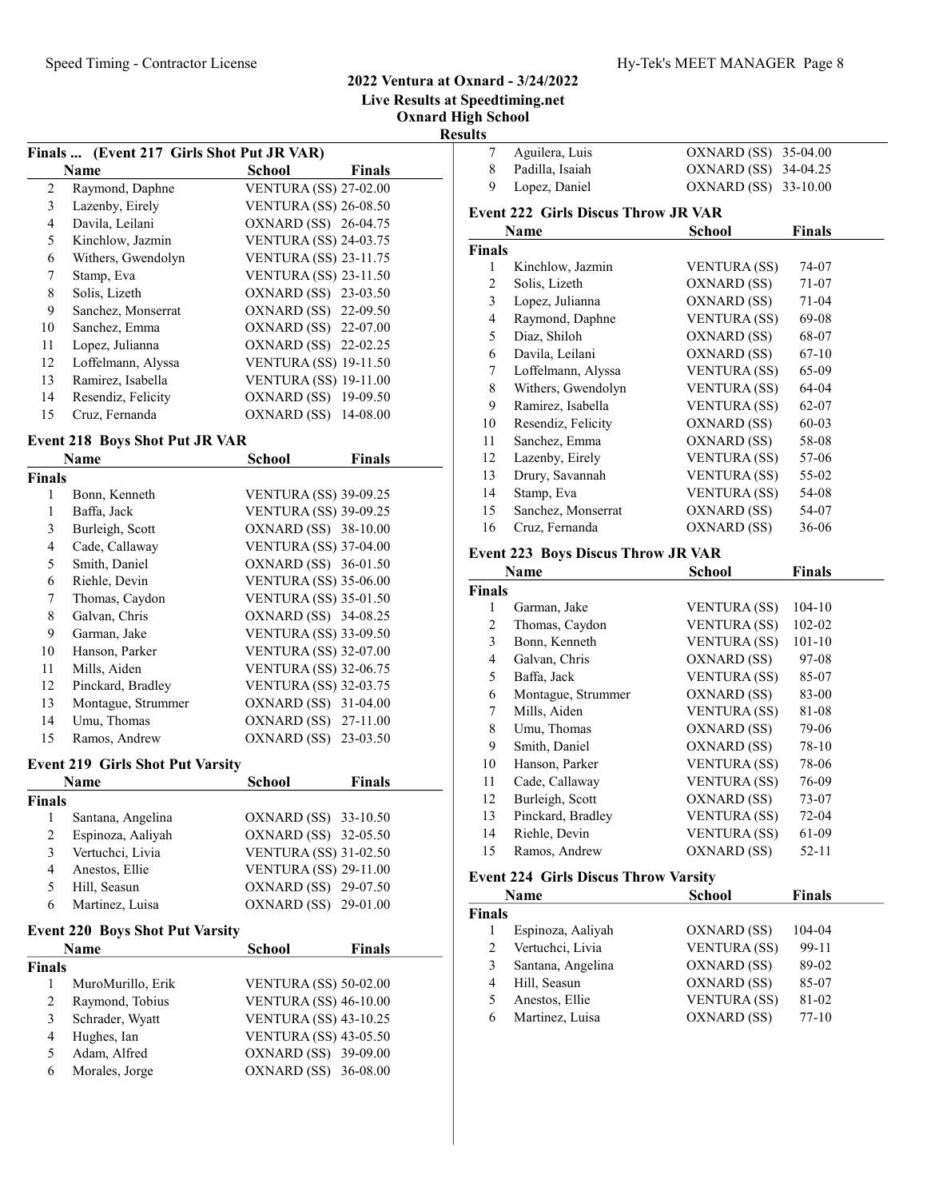# 2022 Ventura at Oxnard - 3/24/2022
## Live Results at Speedtiming.net
## Oxnard High School
## Results

### Finals ... (Event 217 Girls Shot Put JR VAR)

| | Name | School | Finals |
|---|---|---|---|
| 2 | Raymond, Daphne | VENTURA (SS) | 27-02.00 |
| 3 | Lazenby, Eirely | VENTURA (SS) | 26-08.50 |
| 4 | Davila, Leilani | OXNARD (SS) | 26-04.75 |
| 5 | Kinchlow, Jazmin | VENTURA (SS) | 24-03.75 |
| 6 | Withers, Gwendolyn | VENTURA (SS) | 23-11.75 |
| 7 | Stamp, Eva | VENTURA (SS) | 23-11.50 |
| 8 | Solis, Lizeth | OXNARD (SS) | 23-03.50 |
| 9 | Sanchez, Monserrat | OXNARD (SS) | 22-09.50 |
| 10 | Sanchez, Emma | OXNARD (SS) | 22-07.00 |
| 11 | Lopez, Julianna | OXNARD (SS) | 22-02.25 |
| 12 | Loffelmann, Alyssa | VENTURA (SS) | 19-11.50 |
| 13 | Ramirez, Isabella | VENTURA (SS) | 19-11.00 |
| 14 | Resendiz, Felicity | OXNARD (SS) | 19-09.50 |
| 15 | Cruz, Fernanda | OXNARD (SS) | 14-08.00 |

### Event 218 Boys Shot Put JR VAR

| | Name | School | Finals |
|---|---|---|---|
| **Finals** | | | |
| 1 | Bonn, Kenneth | VENTURA (SS) | 39-09.25 |
| 1 | Baffa, Jack | VENTURA (SS) | 39-09.25 |
| 3 | Burleigh, Scott | OXNARD (SS) | 38-10.00 |
| 4 | Cade, Callaway | VENTURA (SS) | 37-04.00 |
| 5 | Smith, Daniel | OXNARD (SS) | 36-01.50 |
| 6 | Riehle, Devin | VENTURA (SS) | 35-06.00 |
| 7 | Thomas, Caydon | VENTURA (SS) | 35-01.50 |
| 8 | Galvan, Chris | OXNARD (SS) | 34-08.25 |
| 9 | Garman, Jake | VENTURA (SS) | 33-09.50 |
| 10 | Hanson, Parker | VENTURA (SS) | 32-07.00 |
| 11 | Mills, Aiden | VENTURA (SS) | 32-06.75 |
| 12 | Pinckard, Bradley | VENTURA (SS) | 32-03.75 |
| 13 | Montague, Strummer | OXNARD (SS) | 31-04.00 |
| 14 | Umu, Thomas | OXNARD (SS) | 27-11.00 |
| 15 | Ramos, Andrew | OXNARD (SS) | 23-03.50 |

### Event 219 Girls Shot Put Varsity

| | Name | School | Finals |
|---|---|---|---|
| **Finals** | | | |
| 1 | Santana, Angelina | OXNARD (SS) | 33-10.50 |
| 2 | Espinoza, Aaliyah | OXNARD (SS) | 32-05.50 |
| 3 | Vertuchci, Livia | VENTURA (SS) | 31-02.50 |
| 4 | Anestos, Ellie | VENTURA (SS) | 29-11.00 |
| 5 | Hill, Seasun | OXNARD (SS) | 29-07.50 |
| 6 | Martinez, Luisa | OXNARD (SS) | 29-01.00 |

### Event 220 Boys Shot Put Varsity

| | Name | School | Finals |
|---|---|---|---|
| **Finals** | | | |
| 1 | MuroMurillo, Erik | VENTURA (SS) | 50-02.00 |
| 2 | Raymond, Tobius | VENTURA (SS) | 46-10.00 |
| 3 | Schrader, Wyatt | VENTURA (SS) | 43-10.25 |
| 4 | Hughes, Ian | VENTURA (SS) | 43-05.50 |
| 5 | Adam, Alfred | OXNARD (SS) | 39-09.00 |
| 6 | Morales, Jorge | OXNARD (SS) | 36-08.00 |
| 7 | Aguilera, Luis | OXNARD (SS) | 35-04.00 |
| 8 | Padilla, Isaiah | OXNARD (SS) | 34-04.25 |
| 9 | Lopez, Daniel | OXNARD (SS) | 33-10.00 |

### Event 222 Girls Discus Throw JR VAR

| | Name | School | Finals |
|---|---|---|---|
| **Finals** | | | |
| 1 | Kinchlow, Jazmin | VENTURA (SS) | 74-07 |
| 2 | Solis, Lizeth | OXNARD (SS) | 71-07 |
| 3 | Lopez, Julianna | OXNARD (SS) | 71-04 |
| 4 | Raymond, Daphne | VENTURA (SS) | 69-08 |
| 5 | Diaz, Shiloh | OXNARD (SS) | 68-07 |
| 6 | Davila, Leilani | OXNARD (SS) | 67-10 |
| 7 | Loffelmann, Alyssa | VENTURA (SS) | 65-09 |
| 8 | Withers, Gwendolyn | VENTURA (SS) | 64-04 |
| 9 | Ramirez, Isabella | VENTURA (SS) | 62-07 |
| 10 | Resendiz, Felicity | OXNARD (SS) | 60-03 |
| 11 | Sanchez, Emma | OXNARD (SS) | 58-08 |
| 12 | Lazenby, Eirely | VENTURA (SS) | 57-06 |
| 13 | Drury, Savannah | VENTURA (SS) | 55-02 |
| 14 | Stamp, Eva | VENTURA (SS) | 54-08 |
| 15 | Sanchez, Monserrat | OXNARD (SS) | 54-07 |
| 16 | Cruz, Fernanda | OXNARD (SS) | 36-06 |

### Event 223 Boys Discus Throw JR VAR

| | Name | School | Finals |
|---|---|---|---|
| **Finals** | | | |
| 1 | Garman, Jake | VENTURA (SS) | 104-10 |
| 2 | Thomas, Caydon | VENTURA (SS) | 102-02 |
| 3 | Bonn, Kenneth | VENTURA (SS) | 101-10 |
| 4 | Galvan, Chris | OXNARD (SS) | 97-08 |
| 5 | Baffa, Jack | VENTURA (SS) | 85-07 |
| 6 | Montague, Strummer | OXNARD (SS) | 83-00 |
| 7 | Mills, Aiden | VENTURA (SS) | 81-08 |
| 8 | Umu, Thomas | OXNARD (SS) | 79-06 |
| 9 | Smith, Daniel | OXNARD (SS) | 78-10 |
| 10 | Hanson, Parker | VENTURA (SS) | 78-06 |
| 11 | Cade, Callaway | VENTURA (SS) | 76-09 |
| 12 | Burleigh, Scott | OXNARD (SS) | 73-07 |
| 13 | Pinckard, Bradley | VENTURA (SS) | 72-04 |
| 14 | Riehle, Devin | VENTURA (SS) | 61-09 |
| 15 | Ramos, Andrew | OXNARD (SS) | 52-11 |

### Event 224 Girls Discus Throw Varsity

| | Name | School | Finals |
|---|---|---|---|
| **Finals** | | | |
| 1 | Espinoza, Aaliyah | OXNARD (SS) | 104-04 |
| 2 | Vertuchci, Livia | VENTURA (SS) | 99-11 |
| 3 | Santana, Angelina | OXNARD (SS) | 89-02 |
| 4 | Hill, Seasun | OXNARD (SS) | 85-07 |
| 5 | Anestos, Ellie | VENTURA (SS) | 81-02 |
| 6 | Martinez, Luisa | OXNARD (SS) | 77-10 |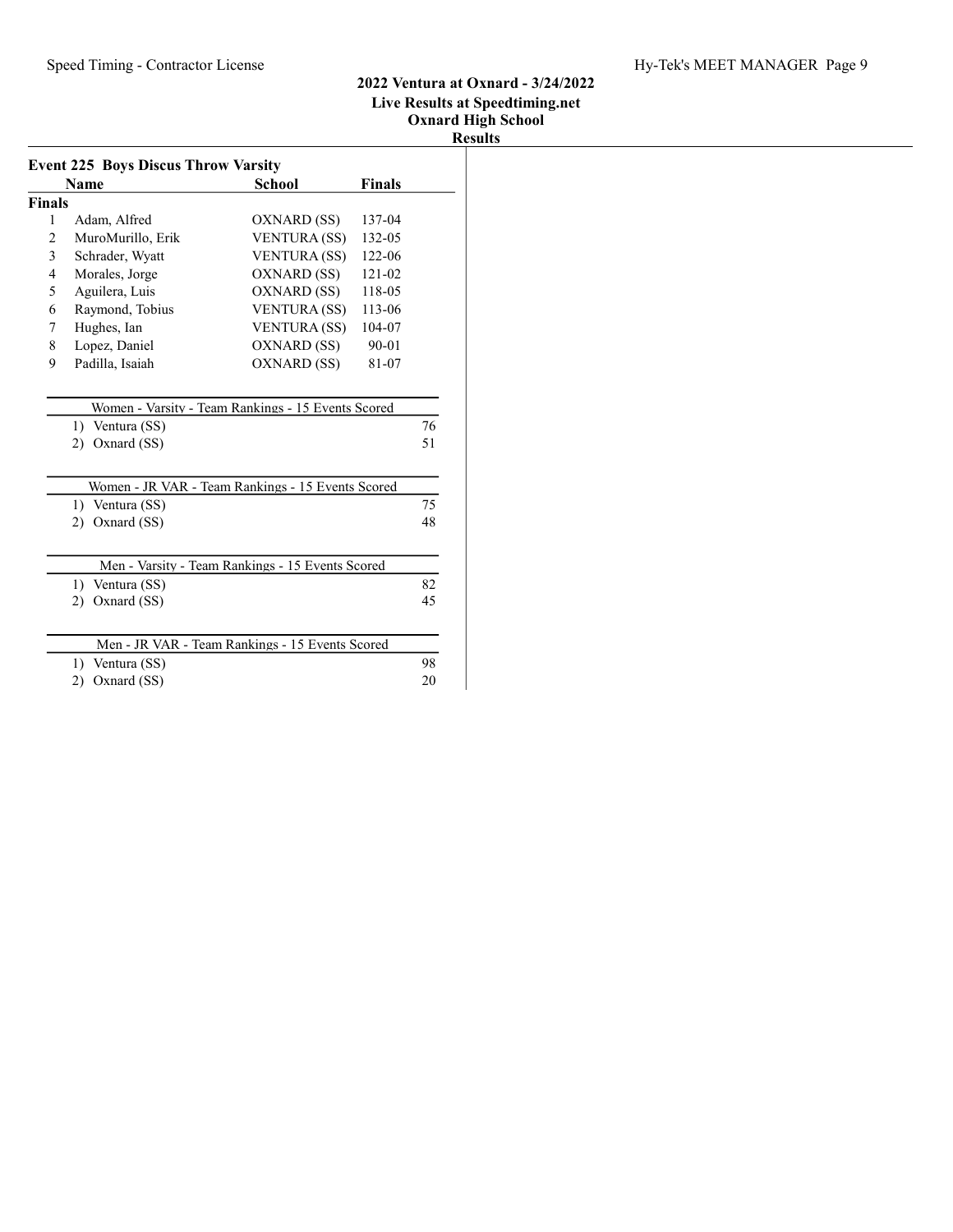## 2022 Ventura at Oxnard - 3/24/2022
## Live Results at Speedtiming.net
## Oxnard High School
## Results

### Event 225 Boys Discus Throw Varsity

| | Name | School | Finals |
|---|---|---|---|
| **Finals** | | | |
| 1 | Adam, Alfred | OXNARD (SS) | 137-04 |
| 2 | MuroMurillo, Erik | VENTURA (SS) | 132-05 |
| 3 | Schrader, Wyatt | VENTURA (SS) | 122-06 |
| 4 | Morales, Jorge | OXNARD (SS) | 121-02 |
| 5 | Aguilera, Luis | OXNARD (SS) | 118-05 |
| 6 | Raymond, Tobius | VENTURA (SS) | 113-06 |
| 7 | Hughes, Ian | VENTURA (SS) | 104-07 |
| 8 | Lopez, Daniel | OXNARD (SS) | 90-01 |
| 9 | Padilla, Isaiah | OXNARD (SS) | 81-07 |

| Women - Varsity - Team Rankings - 15 Events Scored | |
|---|---|
| 1) Ventura (SS) | 76 |
| 2) Oxnard (SS) | 51 |

| Women - JR VAR - Team Rankings - 15 Events Scored | |
|---|---|
| 1) Ventura (SS) | 75 |
| 2) Oxnard (SS) | 48 |

| Men - Varsity - Team Rankings - 15 Events Scored | |
|---|---|
| 1) Ventura (SS) | 82 |
| 2) Oxnard (SS) | 45 |

| Men - JR VAR - Team Rankings - 15 Events Scored | |
|---|---|
| 1) Ventura (SS) | 98 |
| 2) Oxnard (SS) | 20 |